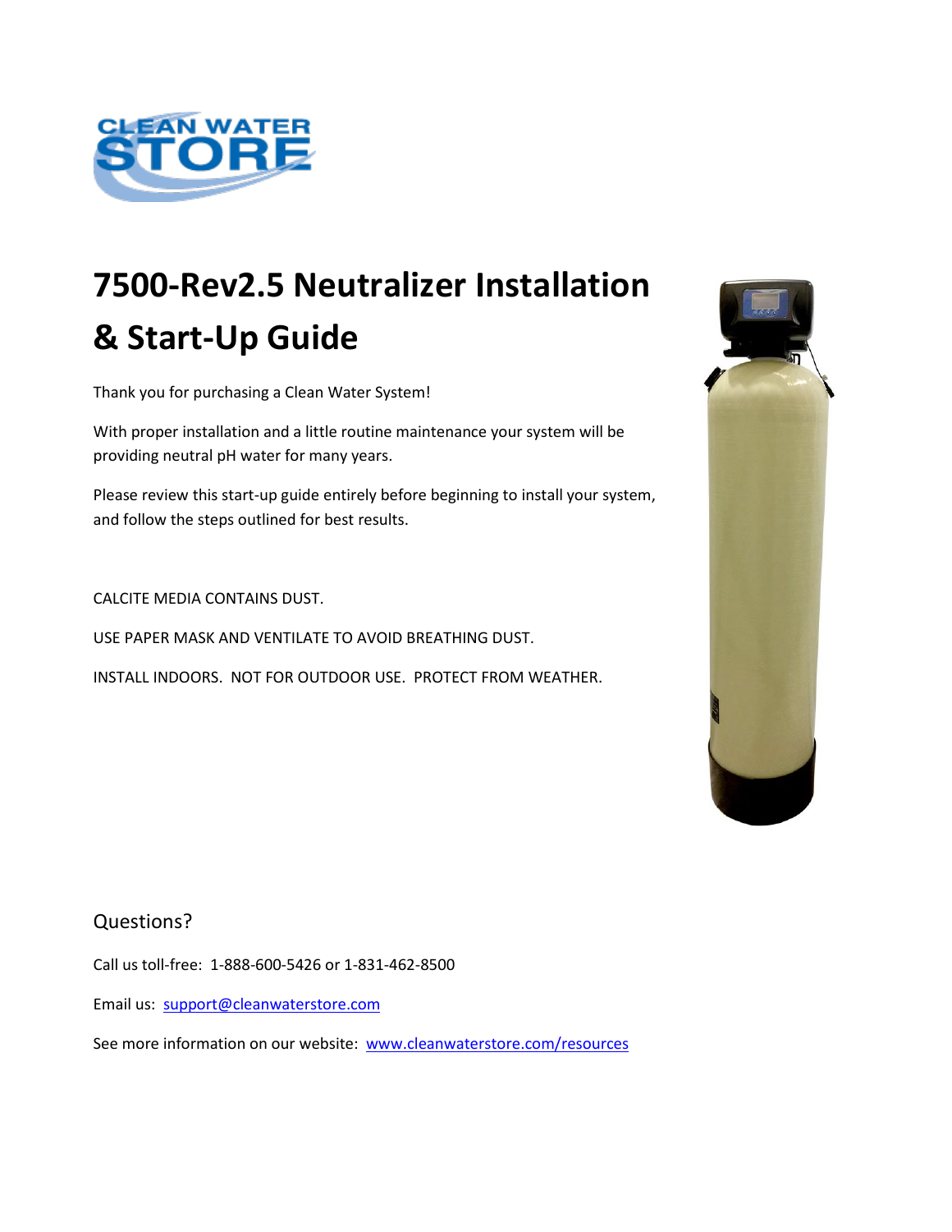# 7500-Rev2.5 Neutralizer Installation & Start-Up Guide

Thank you for purchasing a Clean Water System!

With proper installation and a little routine maintenance your system will be providing neutral pH water for many years.

Please review this start-up guide entirely before beginning to install your system, and follow the steps outlined for best results.

CALCITE MEDIA CONTAINS DUST.

USE PAPER MASK AND VENTILATE TO AVOID BREATHING DUST.

INSTALL INDOORS. NOT FOR OUTDOOR USE. PROTECT FROM WEATHER.

## Questions?

Call us toll-free: 1-888-600-5426 or 1-831-462-8500

Email us: support@cleanwaterstore.com

See more information on our website: www.cleanwaterstore.com/resources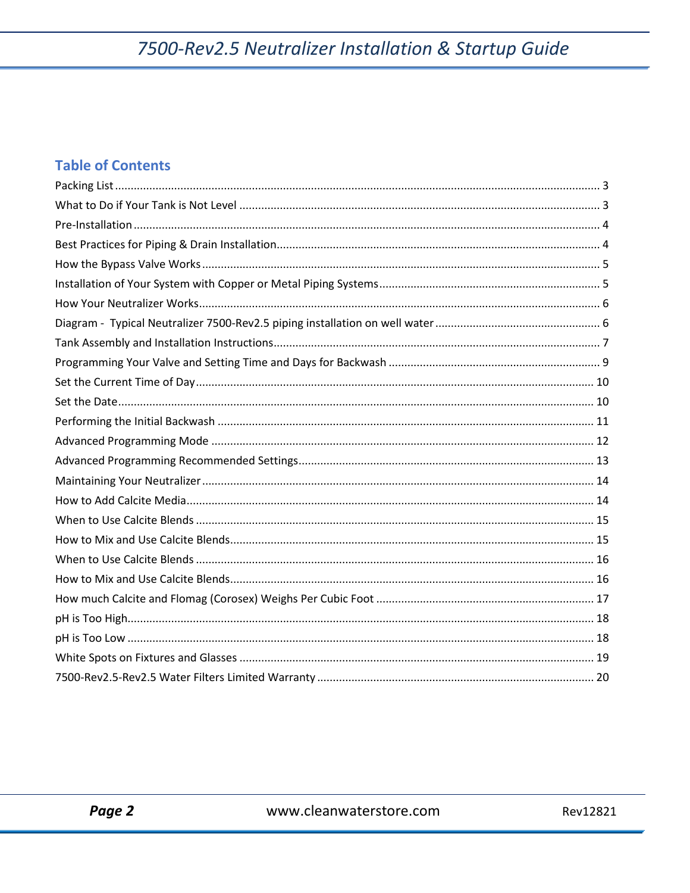## Table of Contents

| | |
|---|---|
| Packing List | 3 |
| What to Do if Your Tank is Not Level | 3 |
| Pre-Installation | 4 |
| Best Practices for Piping & Drain Installation | 4 |
| How the Bypass Valve Works | 5 |
| Installation of Your System with Copper or Metal Piping Systems | 5 |
| How Your Neutralizer Works | 6 |
| Diagram - Typical Neutralizer 7500-Rev2.5 piping installation on well water | 6 |
| Tank Assembly and Installation Instructions | 7 |
| Programming Your Valve and Setting Time and Days for Backwash | 9 |
| Set the Current Time of Day | 10 |
| Set the Date | 10 |
| Performing the Initial Backwash | 11 |
| Advanced Programming Mode | 12 |
| Advanced Programming Recommended Settings | 13 |
| Maintaining Your Neutralizer | 14 |
| How to Add Calcite Media | 14 |
| When to Use Calcite Blends | 15 |
| How to Mix and Use Calcite Blends | 15 |
| When to Use Calcite Blends | 16 |
| How to Mix and Use Calcite Blends | 16 |
| How much Calcite and Flomag (Corosex) Weighs Per Cubic Foot | 17 |
| pH is Too High | 18 |
| pH is Too Low | 18 |
| White Spots on Fixtures and Glasses | 19 |
| 7500-Rev2.5-Rev2.5 Water Filters Limited Warranty | 20 |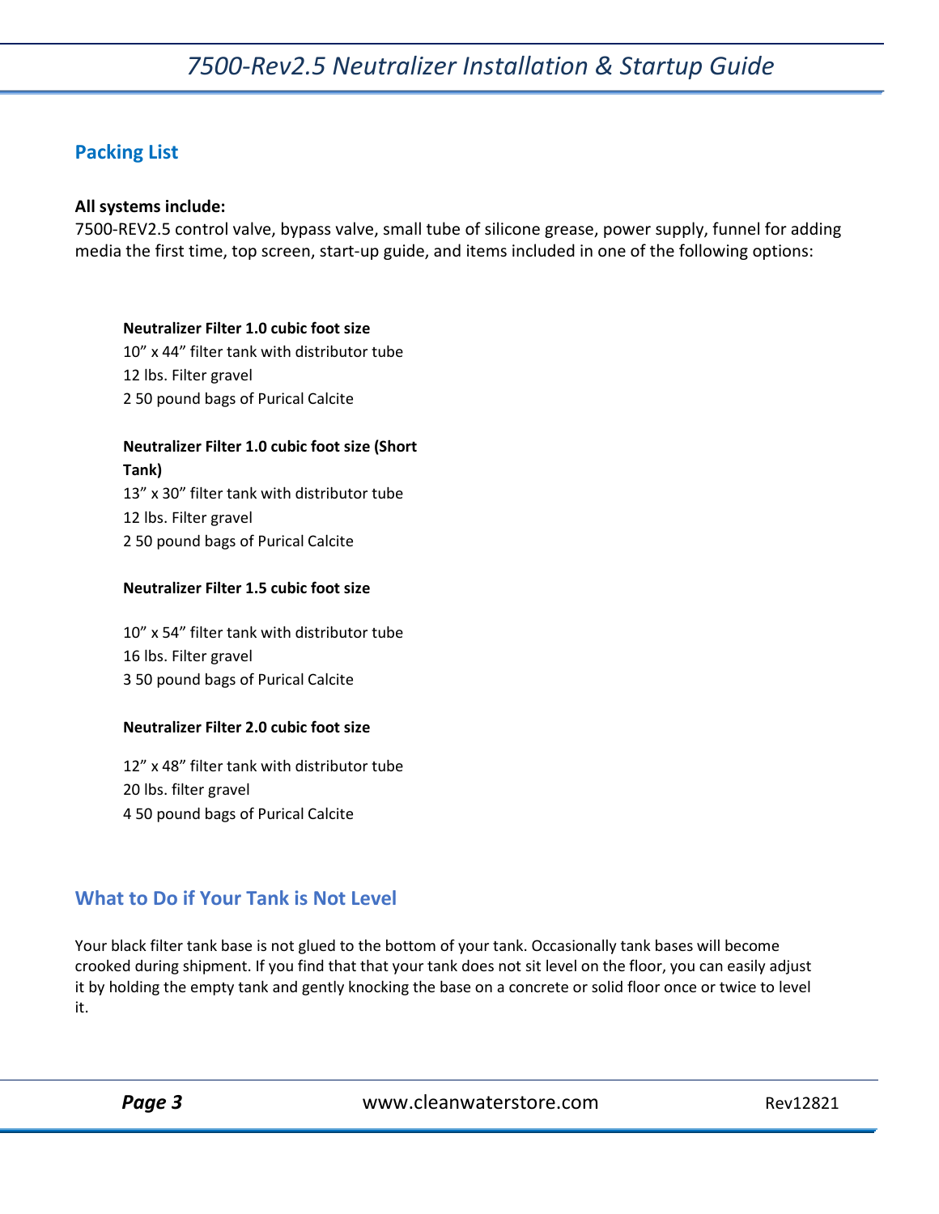## Packing List

**All systems include:**
7500-REV2.5 control valve, bypass valve, small tube of silicone grease, power supply, funnel for adding media the first time, top screen, start-up guide, and items included in one of the following options:

**Neutralizer Filter 1.0 cubic foot size**
10" x 44" filter tank with distributor tube
12 lbs. Filter gravel
2 50 pound bags of Purical Calcite

**Neutralizer Filter 1.0 cubic foot size (Short Tank)**
13" x 30" filter tank with distributor tube
12 lbs. Filter gravel
2 50 pound bags of Purical Calcite

**Neutralizer Filter 1.5 cubic foot size**

10" x 54" filter tank with distributor tube
16 lbs. Filter gravel
3 50 pound bags of Purical Calcite

**Neutralizer Filter 2.0 cubic foot size**

12" x 48" filter tank with distributor tube
20 lbs. filter gravel
4 50 pound bags of Purical Calcite

## What to Do if Your Tank is Not Level

Your black filter tank base is not glued to the bottom of your tank. Occasionally tank bases will become crooked during shipment. If you find that that your tank does not sit level on the floor, you can easily adjust it by holding the empty tank and gently knocking the base on a concrete or solid floor once or twice to level it.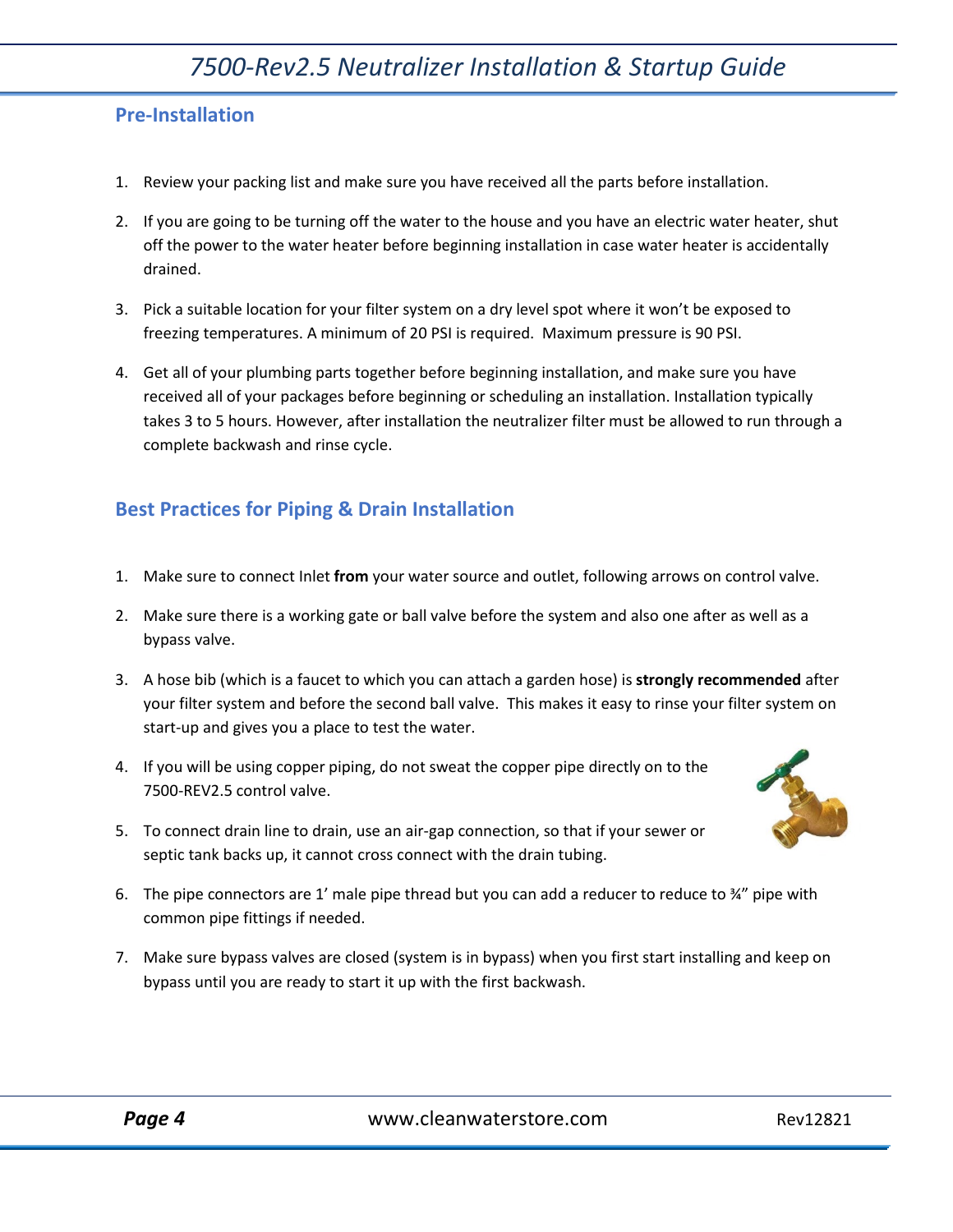## Pre-Installation

1. Review your packing list and make sure you have received all the parts before installation.
2. If you are going to be turning off the water to the house and you have an electric water heater, shut off the power to the water heater before beginning installation in case water heater is accidentally drained.
3. Pick a suitable location for your filter system on a dry level spot where it won't be exposed to freezing temperatures. A minimum of 20 PSI is required. Maximum pressure is 90 PSI.
4. Get all of your plumbing parts together before beginning installation, and make sure you have received all of your packages before beginning or scheduling an installation. Installation typically takes 3 to 5 hours. However, after installation the neutralizer filter must be allowed to run through a complete backwash and rinse cycle.

## Best Practices for Piping & Drain Installation

1. Make sure to connect Inlet **from** your water source and outlet, following arrows on control valve.
2. Make sure there is a working gate or ball valve before the system and also one after as well as a bypass valve.
3. A hose bib (which is a faucet to which you can attach a garden hose) is **strongly recommended** after your filter system and before the second ball valve. This makes it easy to rinse your filter system on start-up and gives you a place to test the water.
4. If you will be using copper piping, do not sweat the copper pipe directly on to the 7500-REV2.5 control valve.
5. To connect drain line to drain, use an air-gap connection, so that if your sewer or septic tank backs up, it cannot cross connect with the drain tubing.
6. The pipe connectors are 1' male pipe thread but you can add a reducer to reduce to ¾" pipe with common pipe fittings if needed.
7. Make sure bypass valves are closed (system is in bypass) when you first start installing and keep on bypass until you are ready to start it up with the first backwash.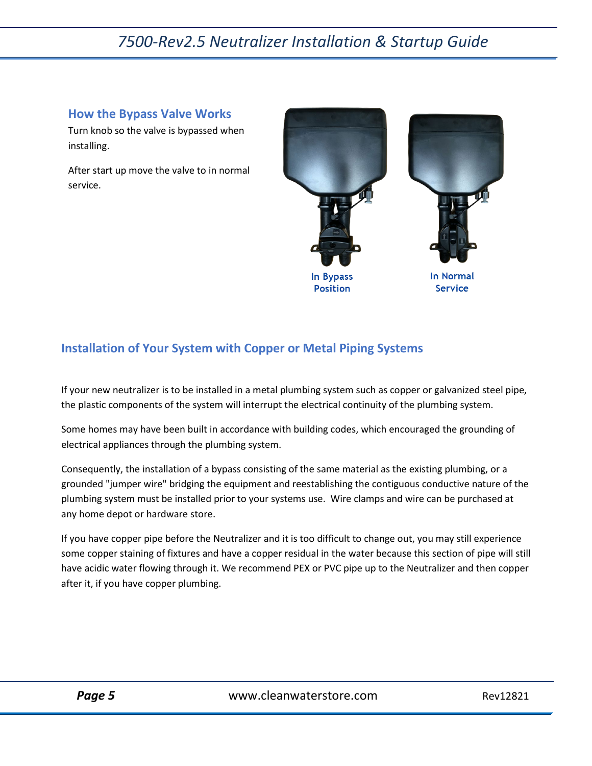## How the Bypass Valve Works

Turn knob so the valve is bypassed when installing.

After start up move the valve to in normal service.

In Bypass Position

In Normal Service

## Installation of Your System with Copper or Metal Piping Systems

If your new neutralizer is to be installed in a metal plumbing system such as copper or galvanized steel pipe, the plastic components of the system will interrupt the electrical continuity of the plumbing system.

Some homes may have been built in accordance with building codes, which encouraged the grounding of electrical appliances through the plumbing system.

Consequently, the installation of a bypass consisting of the same material as the existing plumbing, or a grounded "jumper wire" bridging the equipment and reestablishing the contiguous conductive nature of the plumbing system must be installed prior to your systems use. Wire clamps and wire can be purchased at any home depot or hardware store.

If you have copper pipe before the Neutralizer and it is too difficult to change out, you may still experience some copper staining of fixtures and have a copper residual in the water because this section of pipe will still have acidic water flowing through it. We recommend PEX or PVC pipe up to the Neutralizer and then copper after it, if you have copper plumbing.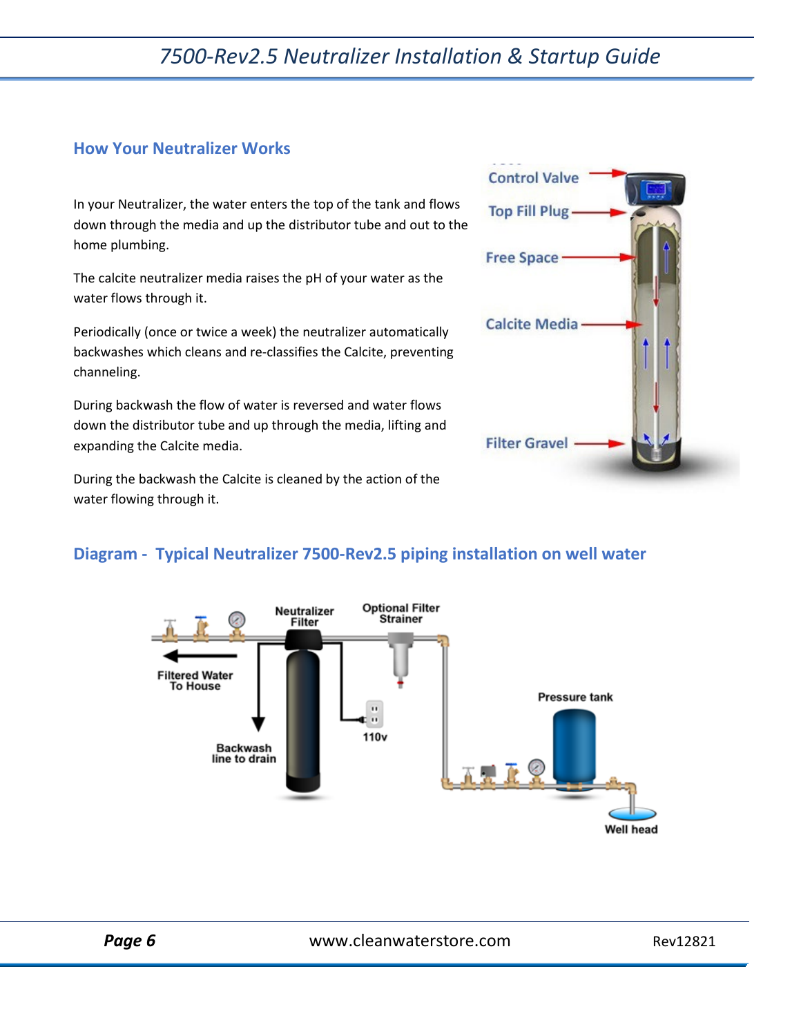## How Your Neutralizer Works

In your Neutralizer, the water enters the top of the tank and flows down through the media and up the distributor tube and out to the home plumbing.

The calcite neutralizer media raises the pH of your water as the water flows through it.

Periodically (once or twice a week) the neutralizer automatically backwashes which cleans and re-classifies the Calcite, preventing channeling.

During backwash the flow of water is reversed and water flows down the distributor tube and up through the media, lifting and expanding the Calcite media.

During the backwash the Calcite is cleaned by the action of the water flowing through it.

## Diagram - Typical Neutralizer 7500-Rev2.5 piping installation on well water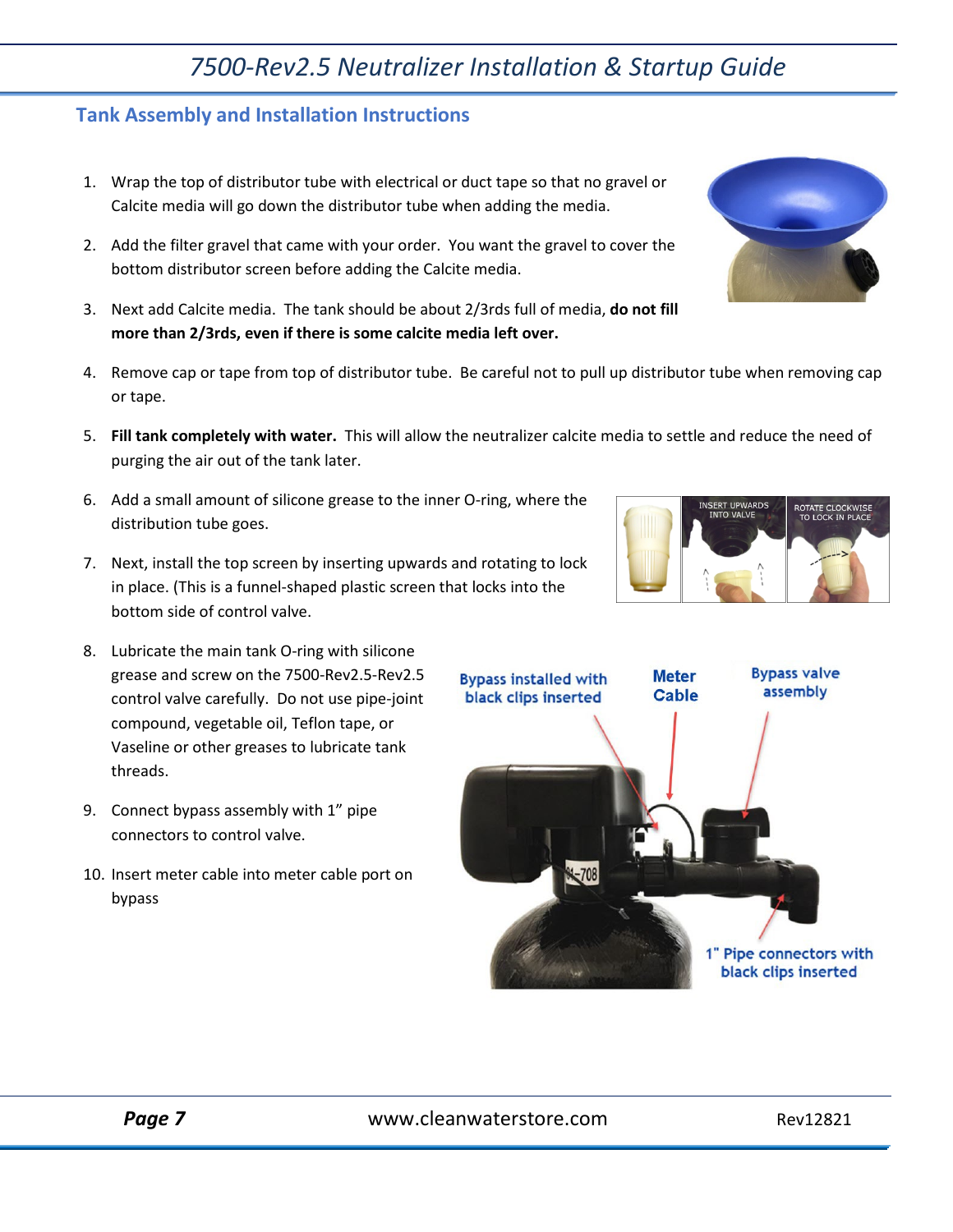## Tank Assembly and Installation Instructions

1. Wrap the top of distributor tube with electrical or duct tape so that no gravel or Calcite media will go down the distributor tube when adding the media.
2. Add the filter gravel that came with your order. You want the gravel to cover the bottom distributor screen before adding the Calcite media.
3. Next add Calcite media. The tank should be about 2/3rds full of media, **do not fill more than 2/3rds, even if there is some calcite media left over.**
4. Remove cap or tape from top of distributor tube. Be careful not to pull up distributor tube when removing cap or tape.
5. **Fill tank completely with water.** This will allow the neutralizer calcite media to settle and reduce the need of purging the air out of the tank later.
6. Add a small amount of silicone grease to the inner O-ring, where the distribution tube goes.
7. Next, install the top screen by inserting upwards and rotating to lock in place. (This is a funnel-shaped plastic screen that locks into the bottom side of control valve.
8. Lubricate the main tank O-ring with silicone grease and screw on the 7500-Rev2.5-Rev2.5 control valve carefully. Do not use pipe-joint compound, vegetable oil, Teflon tape, or Vaseline or other greases to lubricate tank threads.
9. Connect bypass assembly with 1" pipe connectors to control valve.
10. Insert meter cable into meter cable port on bypass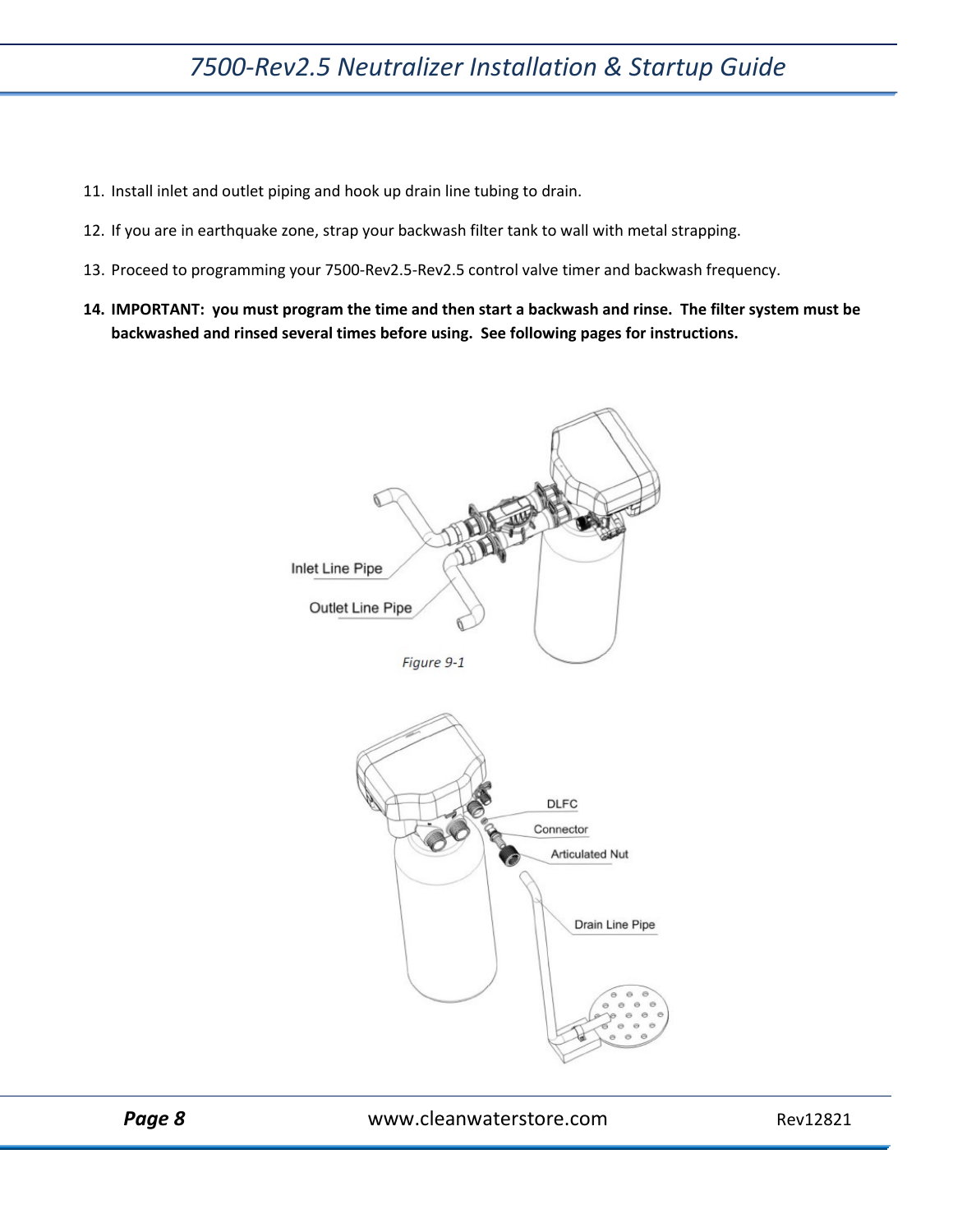11. Install inlet and outlet piping and hook up drain line tubing to drain.
12. If you are in earthquake zone, strap your backwash filter tank to wall with metal strapping.
13. Proceed to programming your 7500-Rev2.5-Rev2.5 control valve timer and backwash frequency.
14. **IMPORTANT: you must program the time and then start a backwash and rinse. The filter system must be backwashed and rinsed several times before using. See following pages for instructions.**

Inlet Line Pipe

Outlet Line Pipe

*Figure 9-1*

DLFC

Connector

Articulated Nut

Drain Line Pipe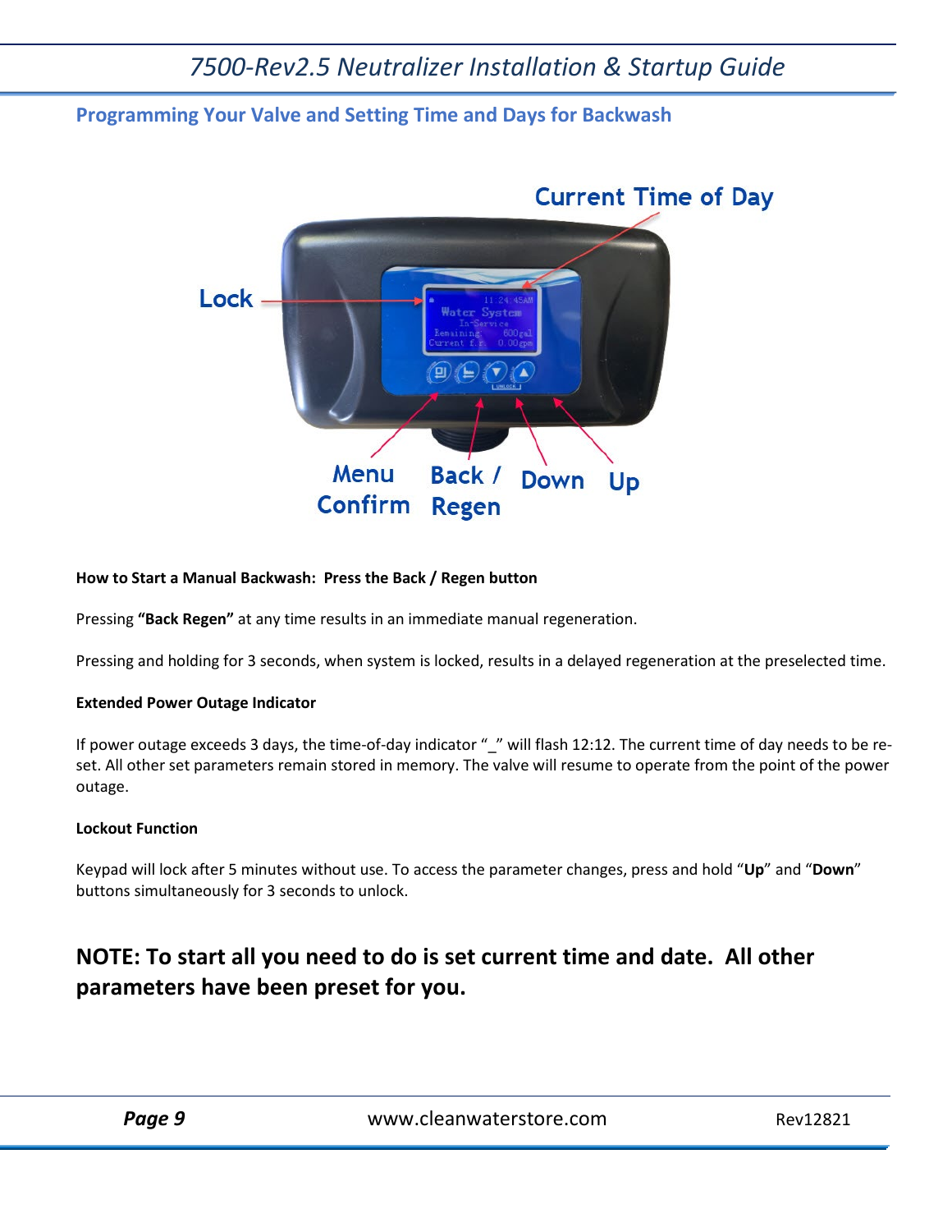## Programming Your Valve and Setting Time and Days for Backwash

Current Time of Day

Lock

Menu Confirm | Back / Regen | Down | Up

**How to Start a Manual Backwash: Press the Back / Regen button**

Pressing **"Back Regen"** at any time results in an immediate manual regeneration.

Pressing and holding for 3 seconds, when system is locked, results in a delayed regeneration at the preselected time.

**Extended Power Outage Indicator**

If power outage exceeds 3 days, the time-of-day indicator "_" will flash 12:12. The current time of day needs to be re-set. All other set parameters remain stored in memory. The valve will resume to operate from the point of the power outage.

**Lockout Function**

Keypad will lock after 5 minutes without use. To access the parameter changes, press and hold "**Up**" and "**Down**" buttons simultaneously for 3 seconds to unlock.

## NOTE: To start all you need to do is set current time and date. All other parameters have been preset for you.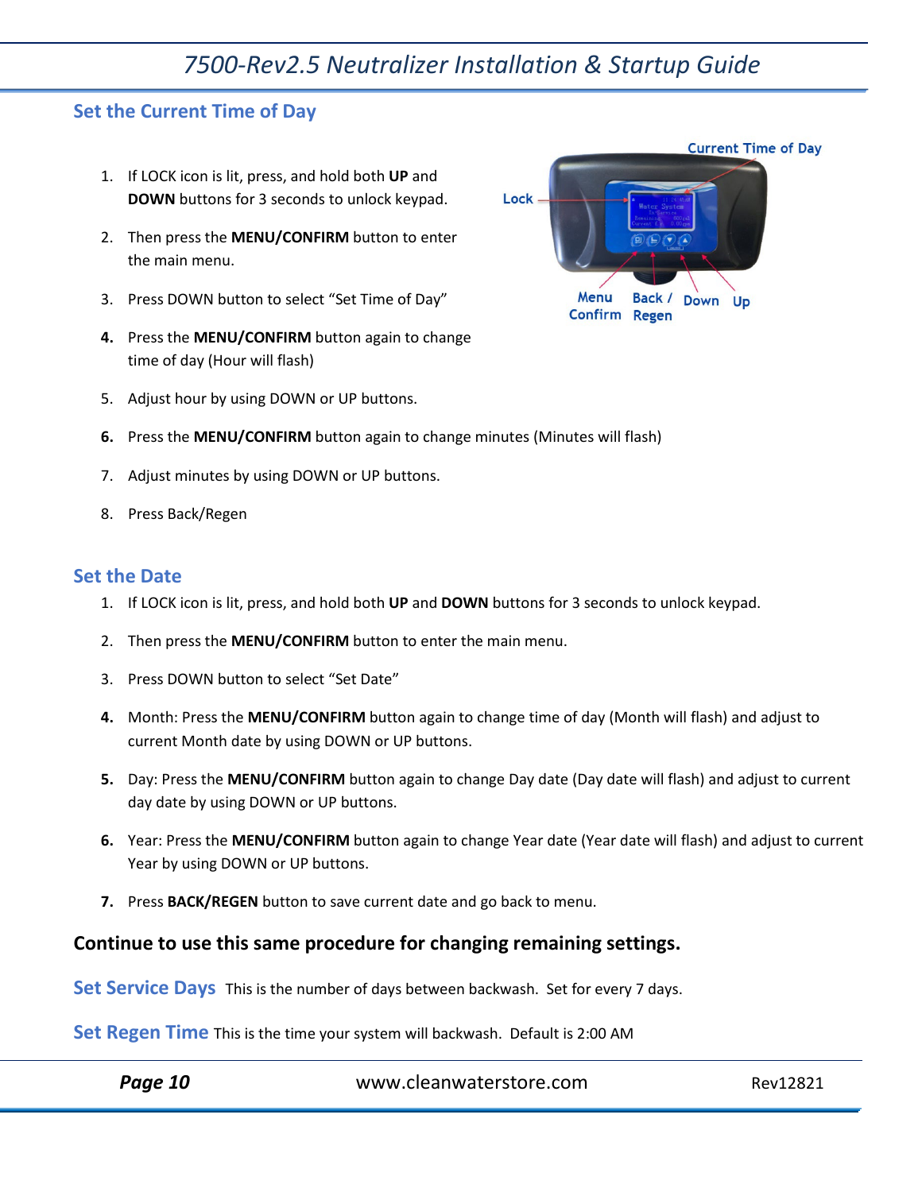## Set the Current Time of Day

1. If LOCK icon is lit, press, and hold both **UP** and **DOWN** buttons for 3 seconds to unlock keypad.
2. Then press the **MENU/CONFIRM** button to enter the main menu.
3. Press DOWN button to select "Set Time of Day"
4. Press the **MENU/CONFIRM** button again to change time of day (Hour will flash)
5. Adjust hour by using DOWN or UP buttons.
6. Press the **MENU/CONFIRM** button again to change minutes (Minutes will flash)
7. Adjust minutes by using DOWN or UP buttons.
8. Press Back/Regen

## Set the Date

1. If LOCK icon is lit, press, and hold both **UP** and **DOWN** buttons for 3 seconds to unlock keypad.
2. Then press the **MENU/CONFIRM** button to enter the main menu.
3. Press DOWN button to select "Set Date"
4. Month: Press the **MENU/CONFIRM** button again to change time of day (Month will flash) and adjust to current Month date by using DOWN or UP buttons.
5. Day: Press the **MENU/CONFIRM** button again to change Day date (Day date will flash) and adjust to current day date by using DOWN or UP buttons.
6. Year: Press the **MENU/CONFIRM** button again to change Year date (Year date will flash) and adjust to current Year by using DOWN or UP buttons.
7. Press **BACK/REGEN** button to save current date and go back to menu.

**Continue to use this same procedure for changing remaining settings.**

**Set Service Days** This is the number of days between backwash. Set for every 7 days.

**Set Regen Time** This is the time your system will backwash. Default is 2:00 AM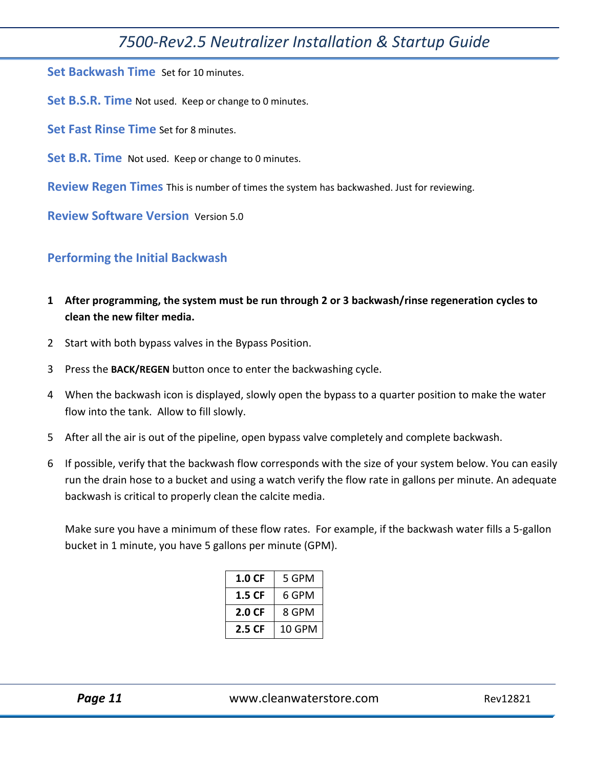**Set Backwash Time** Set for 10 minutes.

**Set B.S.R. Time** Not used. Keep or change to 0 minutes.

**Set Fast Rinse Time** Set for 8 minutes.

**Set B.R. Time** Not used. Keep or change to 0 minutes.

**Review Regen Times** This is number of times the system has backwashed. Just for reviewing.

**Review Software Version** Version 5.0

## Performing the Initial Backwash

1. **After programming, the system must be run through 2 or 3 backwash/rinse regeneration cycles to clean the new filter media.**
2. Start with both bypass valves in the Bypass Position.
3. Press the **BACK/REGEN** button once to enter the backwashing cycle.
4. When the backwash icon is displayed, slowly open the bypass to a quarter position to make the water flow into the tank. Allow to fill slowly.
5. After all the air is out of the pipeline, open bypass valve completely and complete backwash.
6. If possible, verify that the backwash flow corresponds with the size of your system below. You can easily run the drain hose to a bucket and using a watch verify the flow rate in gallons per minute. An adequate backwash is critical to properly clean the calcite media.

   Make sure you have a minimum of these flow rates. For example, if the backwash water fills a 5-gallon bucket in 1 minute, you have 5 gallons per minute (GPM).

| | |
|---|---|
| **1.0 CF** | 5 GPM |
| **1.5 CF** | 6 GPM |
| **2.0 CF** | 8 GPM |
| **2.5 CF** | 10 GPM |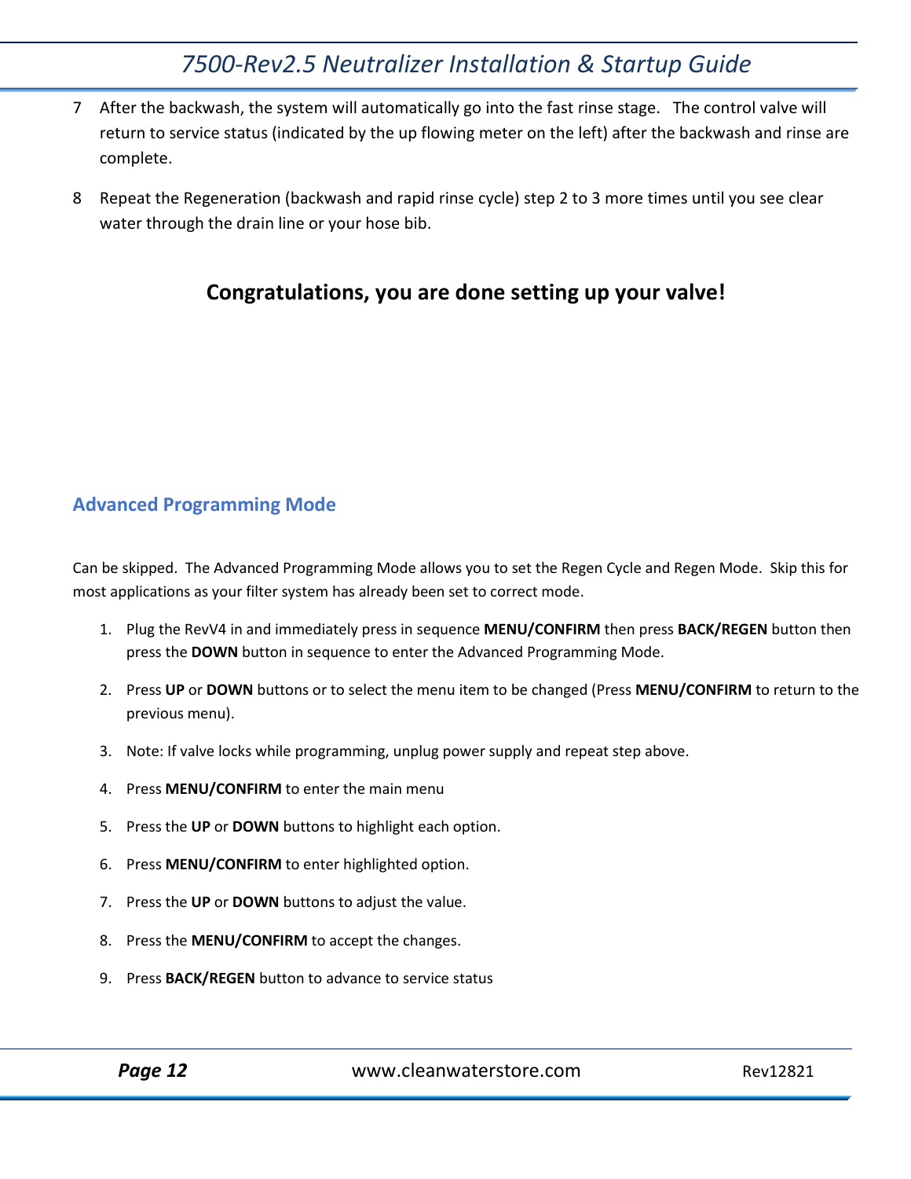7. After the backwash, the system will automatically go into the fast rinse stage. The control valve will return to service status (indicated by the up flowing meter on the left) after the backwash and rinse are complete.

8. Repeat the Regeneration (backwash and rapid rinse cycle) step 2 to 3 more times until you see clear water through the drain line or your hose bib.

**Congratulations, you are done setting up your valve!**

## Advanced Programming Mode

Can be skipped. The Advanced Programming Mode allows you to set the Regen Cycle and Regen Mode. Skip this for most applications as your filter system has already been set to correct mode.

1. Plug the RevV4 in and immediately press in sequence **MENU/CONFIRM** then press **BACK/REGEN** button then press the **DOWN** button in sequence to enter the Advanced Programming Mode.
2. Press **UP** or **DOWN** buttons or to select the menu item to be changed (Press **MENU/CONFIRM** to return to the previous menu).
3. Note: If valve locks while programming, unplug power supply and repeat step above.
4. Press **MENU/CONFIRM** to enter the main menu
5. Press the **UP** or **DOWN** buttons to highlight each option.
6. Press **MENU/CONFIRM** to enter highlighted option.
7. Press the **UP** or **DOWN** buttons to adjust the value.
8. Press the **MENU/CONFIRM** to accept the changes.
9. Press **BACK/REGEN** button to advance to service status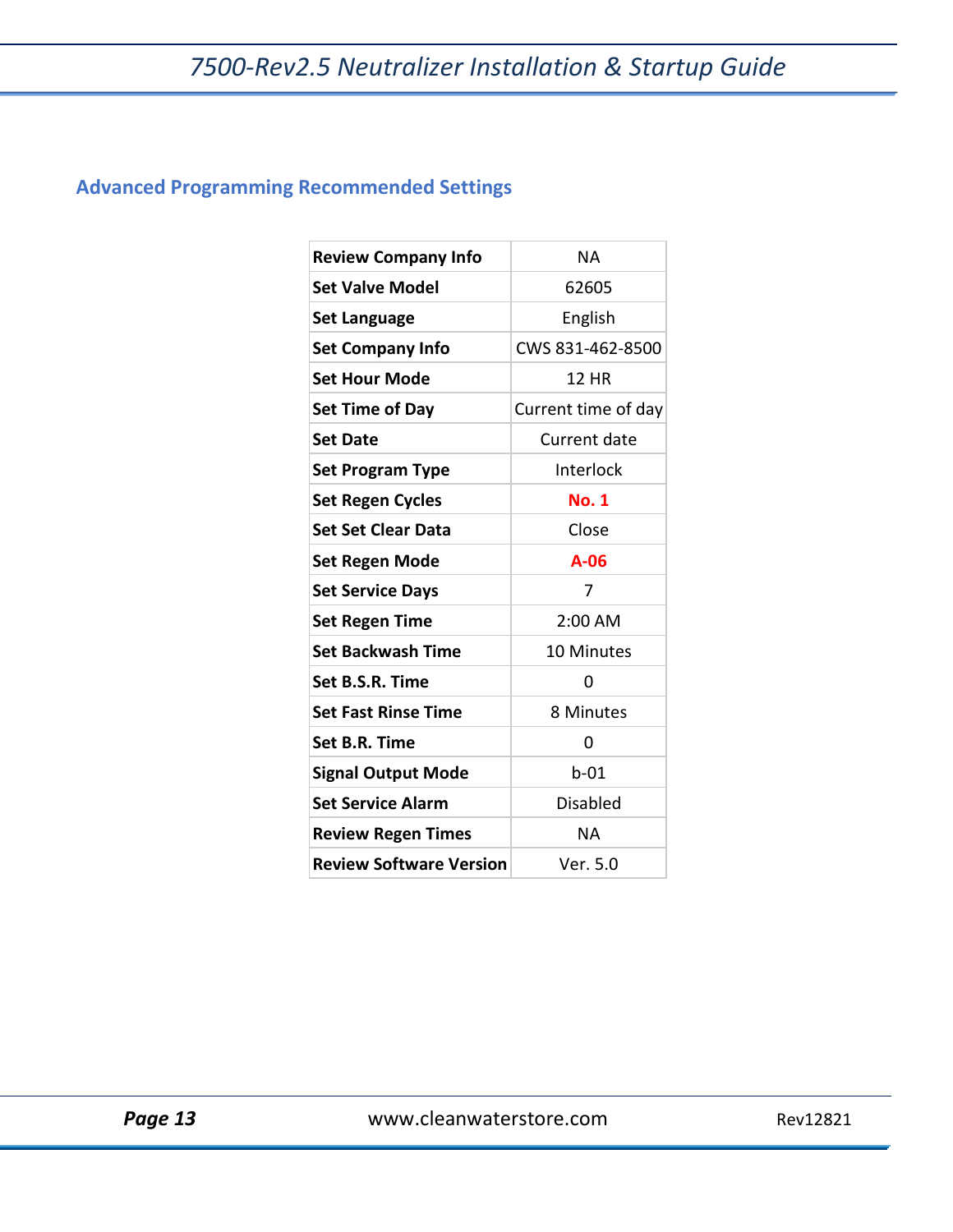## Advanced Programming Recommended Settings

| | |
|---|---|
| **Review Company Info** | NA |
| **Set Valve Model** | 62605 |
| **Set Language** | English |
| **Set Company Info** | CWS 831-462-8500 |
| **Set Hour Mode** | 12 HR |
| **Set Time of Day** | Current time of day |
| **Set Date** | Current date |
| **Set Program Type** | Interlock |
| **Set Regen Cycles** | **No. 1** |
| **Set Set Clear Data** | Close |
| **Set Regen Mode** | **A-06** |
| **Set Service Days** | 7 |
| **Set Regen Time** | 2:00 AM |
| **Set Backwash Time** | 10 Minutes |
| **Set B.S.R. Time** | 0 |
| **Set Fast Rinse Time** | 8 Minutes |
| **Set B.R. Time** | 0 |
| **Signal Output Mode** | b-01 |
| **Set Service Alarm** | Disabled |
| **Review Regen Times** | NA |
| **Review Software Version** | Ver. 5.0 |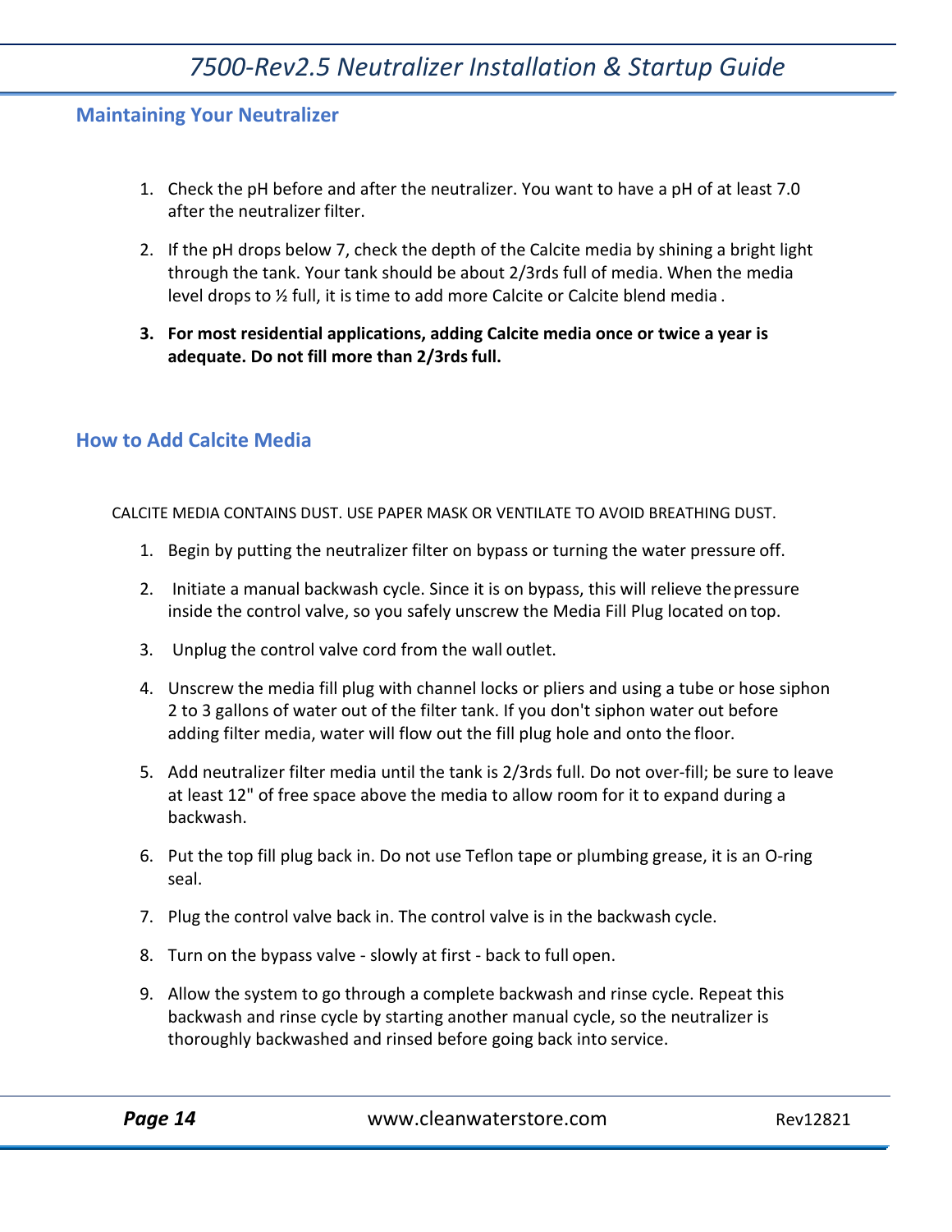## Maintaining Your Neutralizer

1. Check the pH before and after the neutralizer. You want to have a pH of at least 7.0 after the neutralizer filter.
2. If the pH drops below 7, check the depth of the Calcite media by shining a bright light through the tank. Your tank should be about 2/3rds full of media. When the media level drops to ½ full, it is time to add more Calcite or Calcite blend media .
3. **For most residential applications, adding Calcite media once or twice a year is adequate. Do not fill more than 2/3rds full.**

## How to Add Calcite Media

CALCITE MEDIA CONTAINS DUST. USE PAPER MASK OR VENTILATE TO AVOID BREATHING DUST.

1. Begin by putting the neutralizer filter on bypass or turning the water pressure off.
2. Initiate a manual backwash cycle. Since it is on bypass, this will relieve the pressure inside the control valve, so you safely unscrew the Media Fill Plug located on top.
3. Unplug the control valve cord from the wall outlet.
4. Unscrew the media fill plug with channel locks or pliers and using a tube or hose siphon 2 to 3 gallons of water out of the filter tank. If you don't siphon water out before adding filter media, water will flow out the fill plug hole and onto the floor.
5. Add neutralizer filter media until the tank is 2/3rds full. Do not over-fill; be sure to leave at least 12" of free space above the media to allow room for it to expand during a backwash.
6. Put the top fill plug back in. Do not use Teflon tape or plumbing grease, it is an O-ring seal.
7. Plug the control valve back in. The control valve is in the backwash cycle.
8. Turn on the bypass valve - slowly at first - back to full open.
9. Allow the system to go through a complete backwash and rinse cycle. Repeat this backwash and rinse cycle by starting another manual cycle, so the neutralizer is thoroughly backwashed and rinsed before going back into service.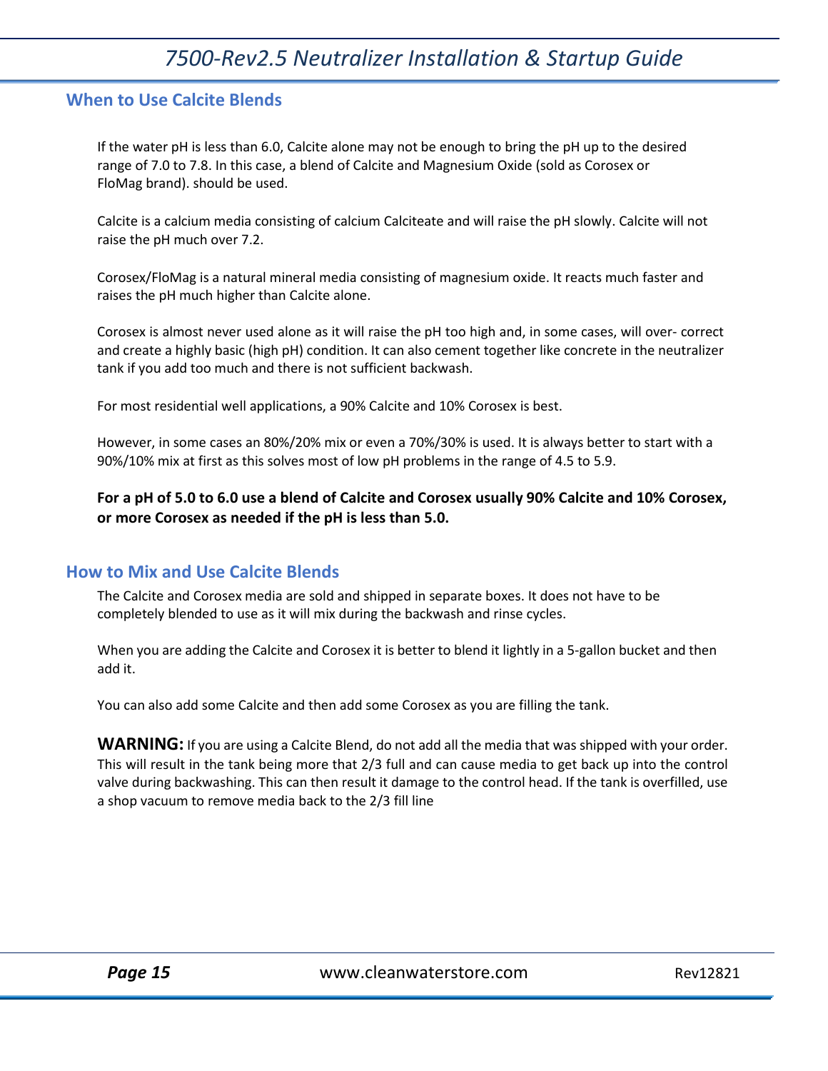## When to Use Calcite Blends

If the water pH is less than 6.0, Calcite alone may not be enough to bring the pH up to the desired range of 7.0 to 7.8. In this case, a blend of Calcite and Magnesium Oxide (sold as Corosex or FloMag brand). should be used.

Calcite is a calcium media consisting of calcium Calciteate and will raise the pH slowly. Calcite will not raise the pH much over 7.2.

Corosex/FloMag is a natural mineral media consisting of magnesium oxide. It reacts much faster and raises the pH much higher than Calcite alone.

Corosex is almost never used alone as it will raise the pH too high and, in some cases, will over- correct and create a highly basic (high pH) condition. It can also cement together like concrete in the neutralizer tank if you add too much and there is not sufficient backwash.

For most residential well applications, a 90% Calcite and 10% Corosex is best.

However, in some cases an 80%/20% mix or even a 70%/30% is used. It is always better to start with a 90%/10% mix at first as this solves most of low pH problems in the range of 4.5 to 5.9.

**For a pH of 5.0 to 6.0 use a blend of Calcite and Corosex usually 90% Calcite and 10% Corosex, or more Corosex as needed if the pH is less than 5.0.**

## How to Mix and Use Calcite Blends

The Calcite and Corosex media are sold and shipped in separate boxes. It does not have to be completely blended to use as it will mix during the backwash and rinse cycles.

When you are adding the Calcite and Corosex it is better to blend it lightly in a 5-gallon bucket and then add it.

You can also add some Calcite and then add some Corosex as you are filling the tank.

**WARNING:** If you are using a Calcite Blend, do not add all the media that was shipped with your order. This will result in the tank being more that 2/3 full and can cause media to get back up into the control valve during backwashing. This can then result it damage to the control head. If the tank is overfilled, use a shop vacuum to remove media back to the 2/3 fill line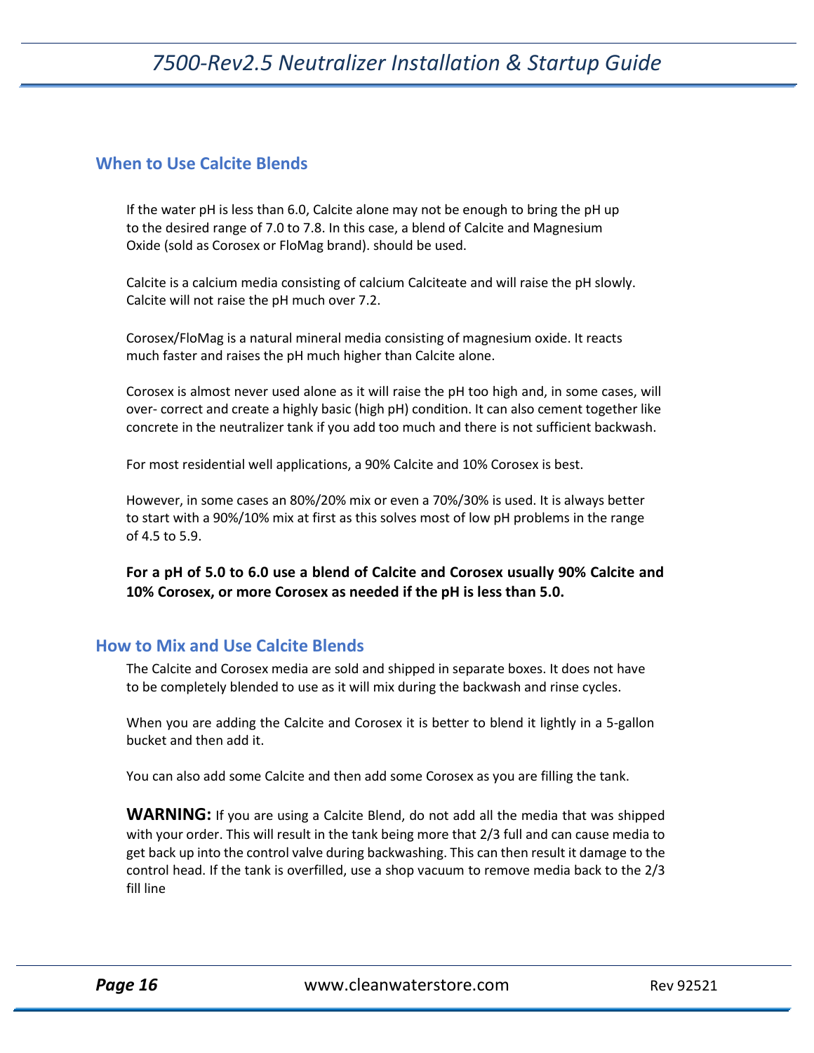## When to Use Calcite Blends

If the water pH is less than 6.0, Calcite alone may not be enough to bring the pH up to the desired range of 7.0 to 7.8. In this case, a blend of Calcite and Magnesium Oxide (sold as Corosex or FloMag brand). should be used.

Calcite is a calcium media consisting of calcium Calciteate and will raise the pH slowly. Calcite will not raise the pH much over 7.2.

Corosex/FloMag is a natural mineral media consisting of magnesium oxide. It reacts much faster and raises the pH much higher than Calcite alone.

Corosex is almost never used alone as it will raise the pH too high and, in some cases, will over- correct and create a highly basic (high pH) condition. It can also cement together like concrete in the neutralizer tank if you add too much and there is not sufficient backwash.

For most residential well applications, a 90% Calcite and 10% Corosex is best.

However, in some cases an 80%/20% mix or even a 70%/30% is used. It is always better to start with a 90%/10% mix at first as this solves most of low pH problems in the range of 4.5 to 5.9.

**For a pH of 5.0 to 6.0 use a blend of Calcite and Corosex usually 90% Calcite and 10% Corosex, or more Corosex as needed if the pH is less than 5.0.**

## How to Mix and Use Calcite Blends

The Calcite and Corosex media are sold and shipped in separate boxes. It does not have to be completely blended to use as it will mix during the backwash and rinse cycles.

When you are adding the Calcite and Corosex it is better to blend it lightly in a 5-gallon bucket and then add it.

You can also add some Calcite and then add some Corosex as you are filling the tank.

**WARNING:** If you are using a Calcite Blend, do not add all the media that was shipped with your order. This will result in the tank being more that 2/3 full and can cause media to get back up into the control valve during backwashing. This can then result it damage to the control head. If the tank is overfilled, use a shop vacuum to remove media back to the 2/3 fill line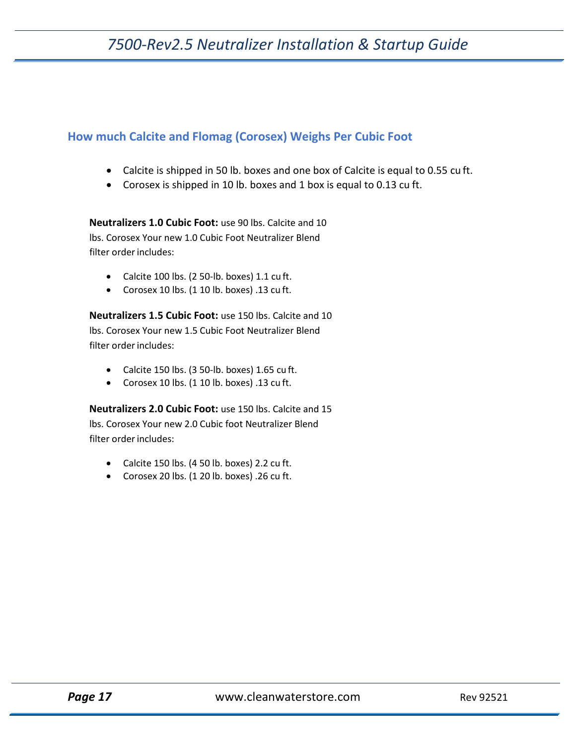## How much Calcite and Flomag (Corosex) Weighs Per Cubic Foot

- Calcite is shipped in 50 lb. boxes and one box of Calcite is equal to 0.55 cu ft.
- Corosex is shipped in 10 lb. boxes and 1 box is equal to 0.13 cu ft.

**Neutralizers 1.0 Cubic Foot:** use 90 lbs. Calcite and 10 lbs. Corosex Your new 1.0 Cubic Foot Neutralizer Blend filter order includes:

- Calcite 100 lbs. (2 50-lb. boxes) 1.1 cu ft.
- Corosex 10 lbs. (1 10 lb. boxes) .13 cu ft.

**Neutralizers 1.5 Cubic Foot:** use 150 lbs. Calcite and 10 lbs. Corosex Your new 1.5 Cubic Foot Neutralizer Blend filter order includes:

- Calcite 150 lbs. (3 50-lb. boxes) 1.65 cu ft.
- Corosex 10 lbs. (1 10 lb. boxes) .13 cu ft.

**Neutralizers 2.0 Cubic Foot:** use 150 lbs. Calcite and 15 lbs. Corosex Your new 2.0 Cubic foot Neutralizer Blend filter order includes:

- Calcite 150 lbs. (4 50 lb. boxes) 2.2 cu ft.
- Corosex 20 lbs. (1 20 lb. boxes) .26 cu ft.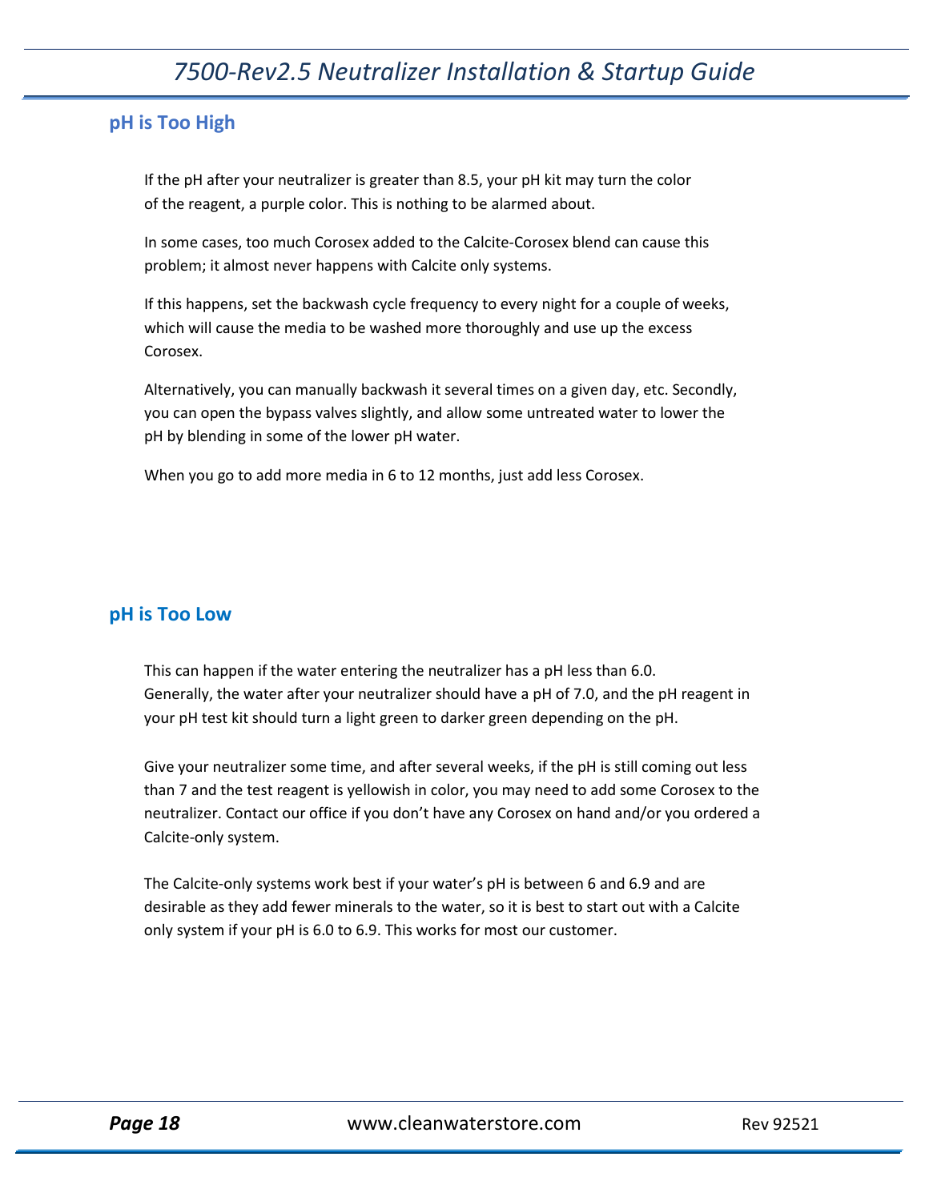## pH is Too High

If the pH after your neutralizer is greater than 8.5, your pH kit may turn the color of the reagent, a purple color. This is nothing to be alarmed about.

In some cases, too much Corosex added to the Calcite-Corosex blend can cause this problem; it almost never happens with Calcite only systems.

If this happens, set the backwash cycle frequency to every night for a couple of weeks, which will cause the media to be washed more thoroughly and use up the excess Corosex.

Alternatively, you can manually backwash it several times on a given day, etc. Secondly, you can open the bypass valves slightly, and allow some untreated water to lower the pH by blending in some of the lower pH water.

When you go to add more media in 6 to 12 months, just add less Corosex.

## pH is Too Low

This can happen if the water entering the neutralizer has a pH less than 6.0. Generally, the water after your neutralizer should have a pH of 7.0, and the pH reagent in your pH test kit should turn a light green to darker green depending on the pH.

Give your neutralizer some time, and after several weeks, if the pH is still coming out less than 7 and the test reagent is yellowish in color, you may need to add some Corosex to the neutralizer. Contact our office if you don't have any Corosex on hand and/or you ordered a Calcite-only system.

The Calcite-only systems work best if your water's pH is between 6 and 6.9 and are desirable as they add fewer minerals to the water, so it is best to start out with a Calcite only system if your pH is 6.0 to 6.9. This works for most our customer.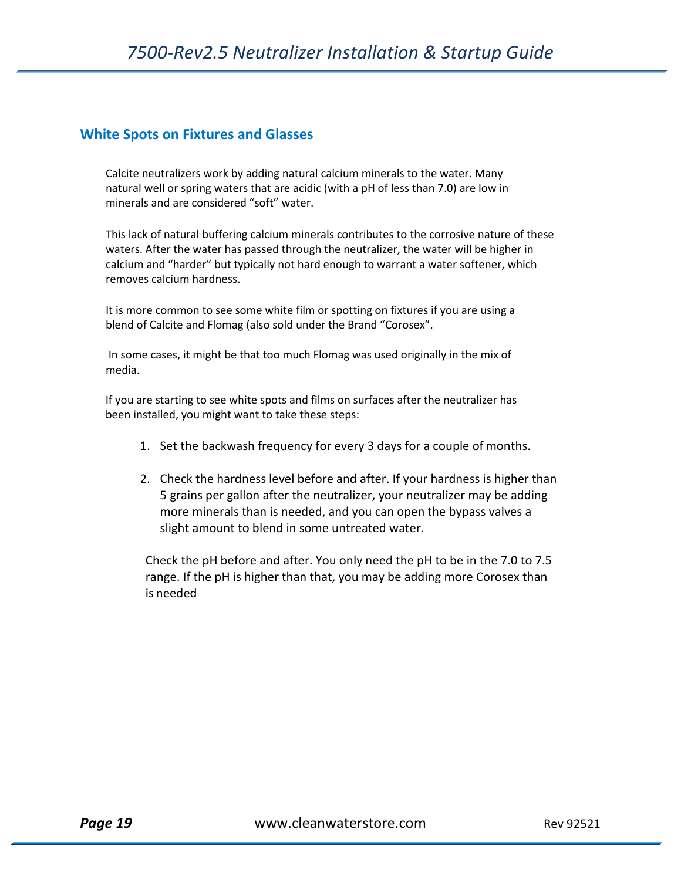## White Spots on Fixtures and Glasses

Calcite neutralizers work by adding natural calcium minerals to the water. Many natural well or spring waters that are acidic (with a pH of less than 7.0) are low in minerals and are considered "soft" water.

This lack of natural buffering calcium minerals contributes to the corrosive nature of these waters. After the water has passed through the neutralizer, the water will be higher in calcium and "harder" but typically not hard enough to warrant a water softener, which removes calcium hardness.

It is more common to see some white film or spotting on fixtures if you are using a blend of Calcite and Flomag (also sold under the Brand "Corosex".

In some cases, it might be that too much Flomag was used originally in the mix of media.

If you are starting to see white spots and films on surfaces after the neutralizer has been installed, you might want to take these steps:

1. Set the backwash frequency for every 3 days for a couple of months.

2. Check the hardness level before and after. If your hardness is higher than 5 grains per gallon after the neutralizer, your neutralizer may be adding more minerals than is needed, and you can open the bypass valves a slight amount to blend in some untreated water.

Check the pH before and after. You only need the pH to be in the 7.0 to 7.5 range. If the pH is higher than that, you may be adding more Corosex than is needed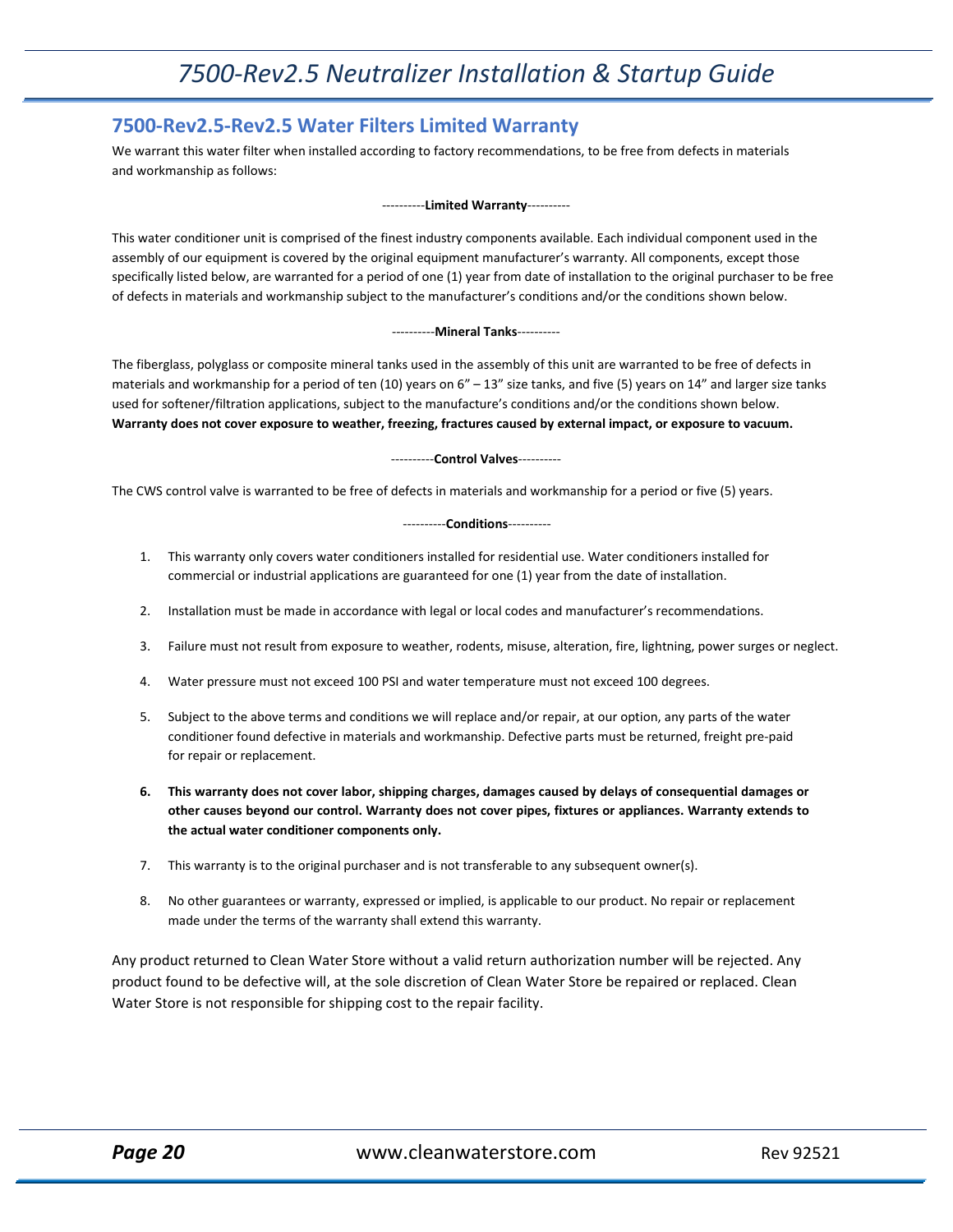## 7500-Rev2.5-Rev2.5 Water Filters Limited Warranty

We warrant this water filter when installed according to factory recommendations, to be free from defects in materials and workmanship as follows:

----------**Limited Warranty**----------

This water conditioner unit is comprised of the finest industry components available. Each individual component used in the assembly of our equipment is covered by the original equipment manufacturer's warranty. All components, except those specifically listed below, are warranted for a period of one (1) year from date of installation to the original purchaser to be free of defects in materials and workmanship subject to the manufacturer's conditions and/or the conditions shown below.

----------**Mineral Tanks**----------

The fiberglass, polyglass or composite mineral tanks used in the assembly of this unit are warranted to be free of defects in materials and workmanship for a period of ten (10) years on 6" – 13" size tanks, and five (5) years on 14" and larger size tanks used for softener/filtration applications, subject to the manufacture's conditions and/or the conditions shown below. **Warranty does not cover exposure to weather, freezing, fractures caused by external impact, or exposure to vacuum.**

----------**Control Valves**----------

The CWS control valve is warranted to be free of defects in materials and workmanship for a period or five (5) years.

----------**Conditions**----------

1. This warranty only covers water conditioners installed for residential use. Water conditioners installed for commercial or industrial applications are guaranteed for one (1) year from the date of installation.
2. Installation must be made in accordance with legal or local codes and manufacturer's recommendations.
3. Failure must not result from exposure to weather, rodents, misuse, alteration, fire, lightning, power surges or neglect.
4. Water pressure must not exceed 100 PSI and water temperature must not exceed 100 degrees.
5. Subject to the above terms and conditions we will replace and/or repair, at our option, any parts of the water conditioner found defective in materials and workmanship. Defective parts must be returned, freight pre-paid for repair or replacement.
6. **This warranty does not cover labor, shipping charges, damages caused by delays of consequential damages or other causes beyond our control. Warranty does not cover pipes, fixtures or appliances. Warranty extends to the actual water conditioner components only.**
7. This warranty is to the original purchaser and is not transferable to any subsequent owner(s).
8. No other guarantees or warranty, expressed or implied, is applicable to our product. No repair or replacement made under the terms of the warranty shall extend this warranty.

Any product returned to Clean Water Store without a valid return authorization number will be rejected. Any product found to be defective will, at the sole discretion of Clean Water Store be repaired or replaced. Clean Water Store is not responsible for shipping cost to the repair facility.